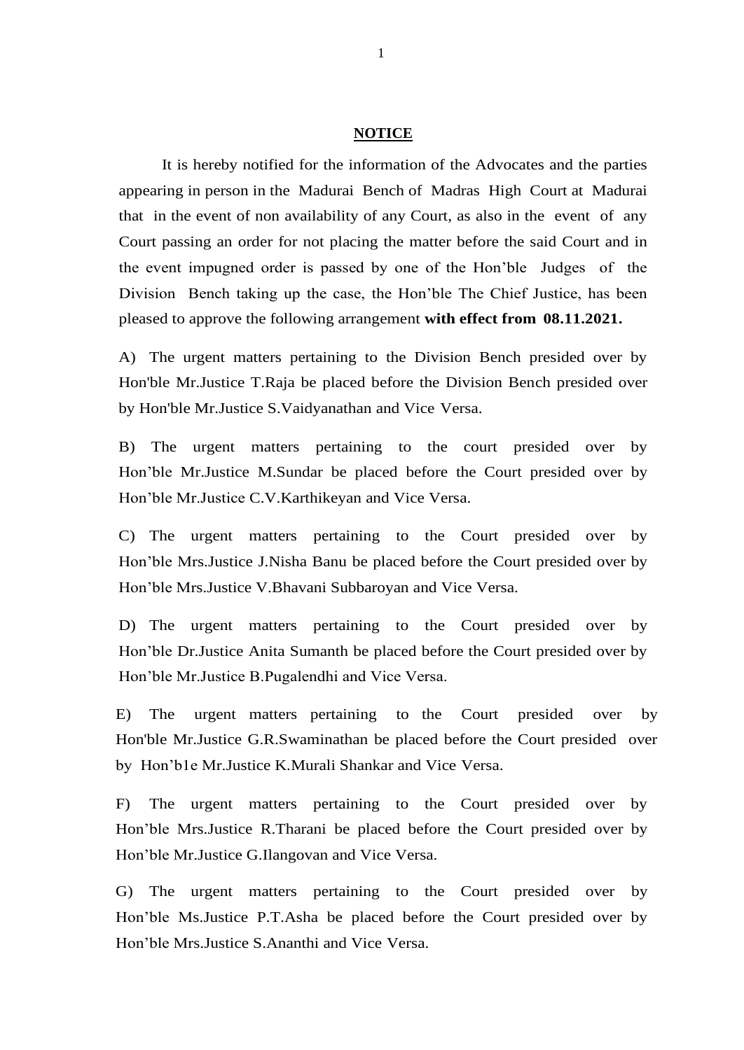**NOTICE**

It is hereby notified for the information of the Advocates and the parties appearing in person in the Madurai Bench of Madras High Court at Madurai that in the event of non availability of any Court, as also in the event of any Court passing an order for not placing the matter before the said Court and in the event impugned order is passed by one of the Hon'ble Judges of the Division Bench taking up the case, the Hon'ble The Chief Justice, has been pleased to approve the following arrangement **with effect from 08.11.2021.**

A) The urgent matters pertaining to the Division Bench presided over by Hon'ble Mr.Justice T.Raja be placed before the Division Bench presided over by Hon'ble Mr.Justice S.Vaidyanathan and Vice Versa.

B) The urgent matters pertaining to the court presided over by Hon'ble Mr.Justice M.Sundar be placed before the Court presided over by Hon'ble Mr.Justice C.V.Karthikeyan and Vice Versa.

C) The urgent matters pertaining to the Court presided over by Hon'ble Mrs.Justice J.Nisha Banu be placed before the Court presided over by Hon'ble Mrs.Justice V.Bhavani Subbaroyan and Vice Versa.

D) The urgent matters pertaining to the Court presided over by Hon'ble Dr.Justice Anita Sumanth be placed before the Court presided over by Hon'ble Mr.Justice B.Pugalendhi and Vice Versa.

E) The urgent matters pertaining to the Court presided over by Hon'ble Mr.Justice G.R.Swaminathan be placed before the Court presided over by Hon'b1e Mr.Justice K.Murali Shankar and Vice Versa.

F) The urgent matters pertaining to the Court presided over by Hon'ble Mrs.Justice R.Tharani be placed before the Court presided over by Hon'ble Mr.Justice G.Ilangovan and Vice Versa.

G) The urgent matters pertaining to the Court presided over by Hon'ble Ms.Justice P.T.Asha be placed before the Court presided over by Hon'ble Mrs.Justice S.Ananthi and Vice Versa.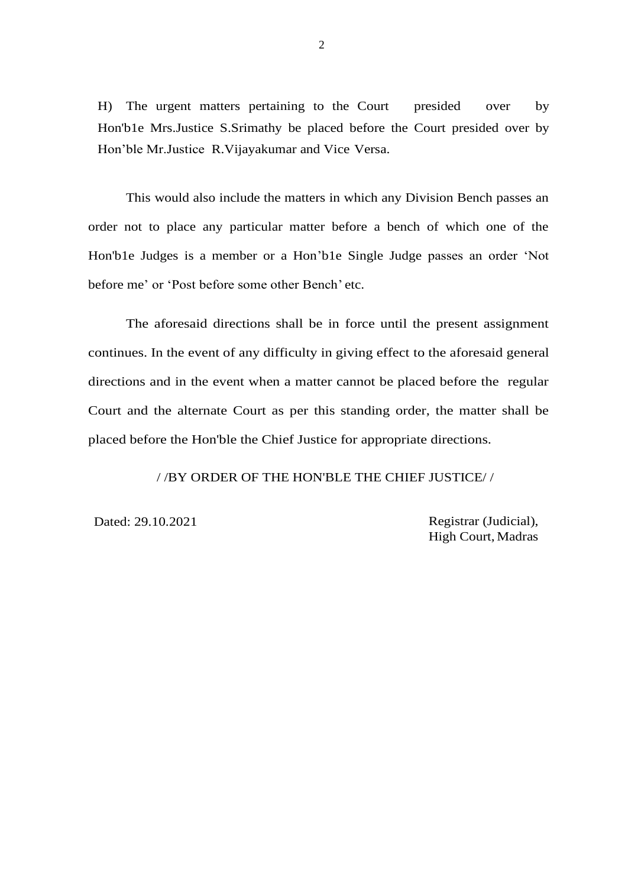H) The urgent matters pertaining to the Court presided over by Hon'b1e Mrs.Justice S.Srimathy be placed before the Court presided over by Hon'ble Mr.Justice R.Vijayakumar and Vice Versa.

This would also include the matters in which any Division Bench passes an order not to place any particular matter before a bench of which one of the Hon'b1e Judges is a member or a Hon'b1e Single Judge passes an order 'Not before me' or 'Post before some other Bench' etc.

The aforesaid directions shall be in force until the present assignment continues. In the event of any difficulty in giving effect to the aforesaid general directions and in the event when a matter cannot be placed before the regular Court and the alternate Court as per this standing order, the matter shall be placed before the Hon'ble the Chief Justice for appropriate directions.

/ /BY ORDER OF THE HON'BLE THE CHIEF JUSTICE/ /

Dated: 29.10.2021

Registrar (Judicial),
High Court, Madras